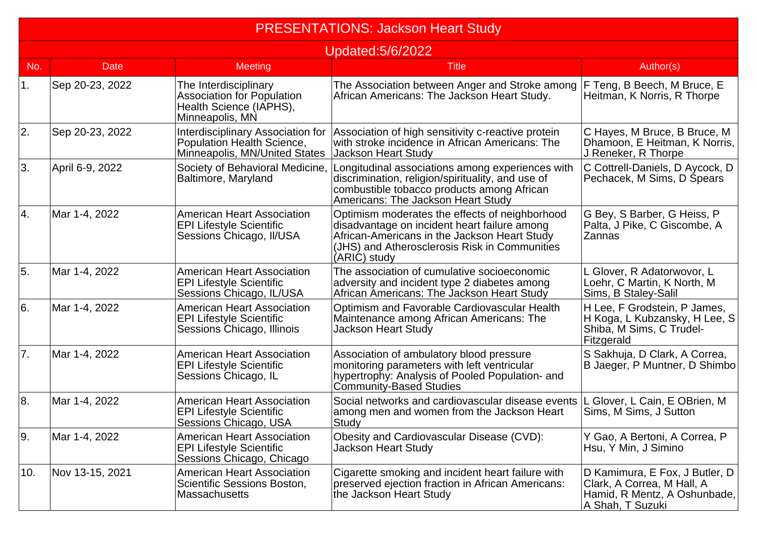# PRESENTATIONS: Jackson Heart Study

Updated:5/6/2022

| No. | Date | Meeting | Title | Author(s) |
|---|---|---|---|---|
| 1. | Sep 20-23, 2022 | The Interdisciplinary Association for Population Health Science (IAPHS), Minneapolis, MN | The Association between Anger and Stroke among African Americans: The Jackson Heart Study. | F Teng, B Beech, M Bruce, E Heitman, K Norris, R Thorpe |
| 2. | Sep 20-23, 2022 | Interdisciplinary Association for Population Health Science, Minneapolis, MN/United States | Association of high sensitivity c-reactive protein with stroke incidence in African Americans: The Jackson Heart Study | C Hayes, M Bruce, B Bruce, M Dhamoon, E Heitman, K Norris, J Reneker, R Thorpe |
| 3. | April 6-9, 2022 | Society of Behavioral Medicine, Baltimore, Maryland | Longitudinal associations among experiences with discrimination, religion/spirituality, and use of combustible tobacco products among African Americans: The Jackson Heart Study | C Cottrell-Daniels, D Aycock, D Pechacek, M Sims, D Spears |
| 4. | Mar 1-4, 2022 | American Heart Association EPI Lifestyle Scientific Sessions Chicago, Il/USA | Optimism moderates the effects of neighborhood disadvantage on incident heart failure among African-Americans in the Jackson Heart Study (JHS) and Atherosclerosis Risk in Communities (ARIC) study | G Bey, S Barber, G Heiss, P Palta, J Pike, C Giscombe, A Zannas |
| 5. | Mar 1-4, 2022 | American Heart Association EPI Lifestyle Scientific Sessions Chicago, IL/USA | The association of cumulative socioeconomic adversity and incident type 2 diabetes among African Americans: The Jackson Heart Study | L Glover, R Adatorwovor, L Loehr, C Martin, K North, M Sims, B Staley-Salil |
| 6. | Mar 1-4, 2022 | American Heart Association EPI Lifestyle Scientific Sessions Chicago, Illinois | Optimism and Favorable Cardiovascular Health Maintenance among African Americans: The Jackson Heart Study | H Lee, F Grodstein, P James, H Koga, L Kubzansky, H Lee, S Shiba, M Sims, C Trudel-Fitzgerald |
| 7. | Mar 1-4, 2022 | American Heart Association EPI Lifestyle Scientific Sessions Chicago, IL | Association of ambulatory blood pressure monitoring parameters with left ventricular hypertrophy: Analysis of Pooled Population- and Community-Based Studies | S Sakhuja, D Clark, A Correa, B Jaeger, P Muntner, D Shimbo |
| 8. | Mar 1-4, 2022 | American Heart Association EPI Lifestyle Scientific Sessions Chicago, USA | Social networks and cardiovascular disease events among men and women from the Jackson Heart Study | L Glover, L Cain, E OBrien, M Sims, M Sims, J Sutton |
| 9. | Mar 1-4, 2022 | American Heart Association EPI Lifestyle Scientific Sessions Chicago, Chicago | Obesity and Cardiovascular Disease (CVD): Jackson Heart Study | Y Gao, A Bertoni, A Correa, P Hsu, Y Min, J Simino |
| 10. | Nov 13-15, 2021 | American Heart Association Scientific Sessions Boston, Massachusetts | Cigarette smoking and incident heart failure with preserved ejection fraction in African Americans: the Jackson Heart Study | D Kamimura, E Fox, J Butler, D Clark, A Correa, M Hall, A Hamid, R Mentz, A Oshunbade, A Shah, T Suzuki |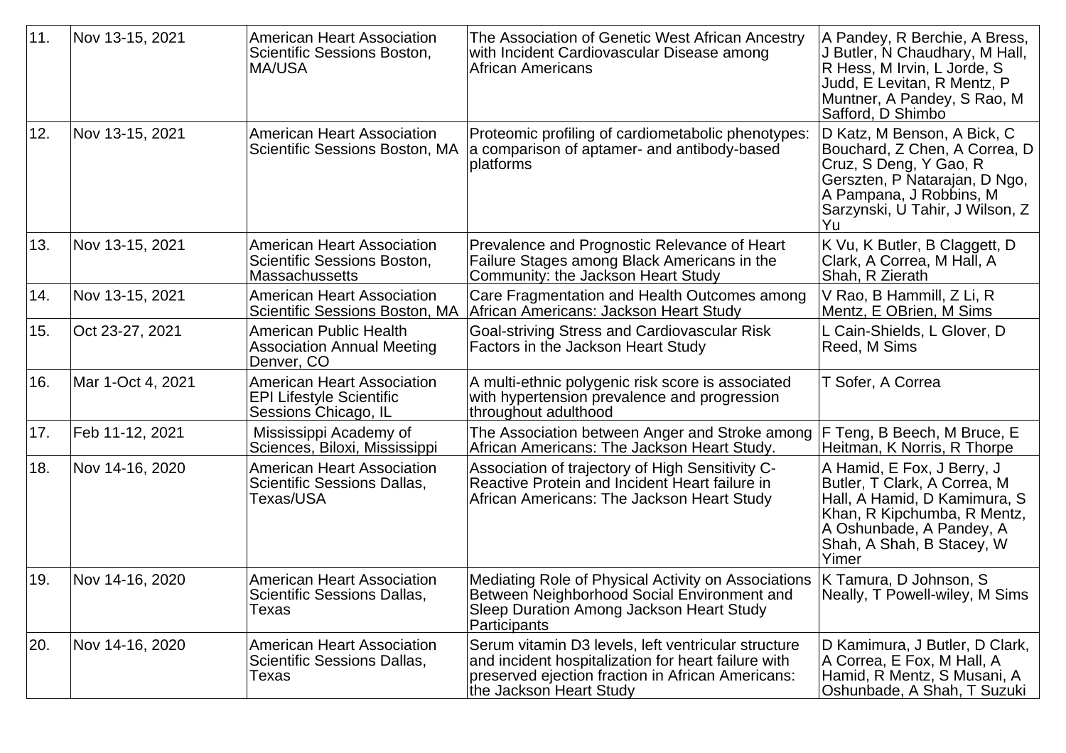| | | | | |
|---|---|---|---|---|
| 11. | Nov 13-15, 2021 | American Heart Association Scientific Sessions Boston, MA/USA | The Association of Genetic West African Ancestry with Incident Cardiovascular Disease among African Americans | A Pandey, R Berchie, A Bress, J Butler, N Chaudhary, M Hall, R Hess, M Irvin, L Jorde, S Judd, E Levitan, R Mentz, P Muntner, A Pandey, S Rao, M Safford, D Shimbo |
| 12. | Nov 13-15, 2021 | American Heart Association Scientific Sessions Boston, MA | Proteomic profiling of cardiometabolic phenotypes: a comparison of aptamer- and antibody-based platforms | D Katz, M Benson, A Bick, C Bouchard, Z Chen, A Correa, D Cruz, S Deng, Y Gao, R Gerszten, P Natarajan, D Ngo, A Pampana, J Robbins, M Sarzynski, U Tahir, J Wilson, Z Yu |
| 13. | Nov 13-15, 2021 | American Heart Association Scientific Sessions Boston, Massachussetts | Prevalence and Prognostic Relevance of Heart Failure Stages among Black Americans in the Community: the Jackson Heart Study | K Vu, K Butler, B Claggett, D Clark, A Correa, M Hall, A Shah, R Zierath |
| 14. | Nov 13-15, 2021 | American Heart Association Scientific Sessions Boston, MA | Care Fragmentation and Health Outcomes among African Americans: Jackson Heart Study | V Rao, B Hammill, Z Li, R Mentz, E OBrien, M Sims |
| 15. | Oct 23-27, 2021 | American Public Health Association Annual Meeting Denver, CO | Goal-striving Stress and Cardiovascular Risk Factors in the Jackson Heart Study | L Cain-Shields, L Glover, D Reed, M Sims |
| 16. | Mar 1-Oct 4, 2021 | American Heart Association EPI Lifestyle Scientific Sessions Chicago, IL | A multi-ethnic polygenic risk score is associated with hypertension prevalence and progression throughout adulthood | T Sofer, A Correa |
| 17. | Feb 11-12, 2021 | Mississippi Academy of Sciences, Biloxi, Mississippi | The Association between Anger and Stroke among African Americans: The Jackson Heart Study. | F Teng, B Beech, M Bruce, E Heitman, K Norris, R Thorpe |
| 18. | Nov 14-16, 2020 | American Heart Association Scientific Sessions Dallas, Texas/USA | Association of trajectory of High Sensitivity C-Reactive Protein and Incident Heart failure in African Americans: The Jackson Heart Study | A Hamid, E Fox, J Berry, J Butler, T Clark, A Correa, M Hall, A Hamid, D Kamimura, S Khan, R Kipchumba, R Mentz, A Oshunbade, A Pandey, A Shah, A Shah, B Stacey, W Yimer |
| 19. | Nov 14-16, 2020 | American Heart Association Scientific Sessions Dallas, Texas | Mediating Role of Physical Activity on Associations Between Neighborhood Social Environment and Sleep Duration Among Jackson Heart Study Participants | K Tamura, D Johnson, S Neally, T Powell-wiley, M Sims |
| 20. | Nov 14-16, 2020 | American Heart Association Scientific Sessions Dallas, Texas | Serum vitamin D3 levels, left ventricular structure and incident hospitalization for heart failure with preserved ejection fraction in African Americans: the Jackson Heart Study | D Kamimura, J Butler, D Clark, A Correa, E Fox, M Hall, A Hamid, R Mentz, S Musani, A Oshunbade, A Shah, T Suzuki |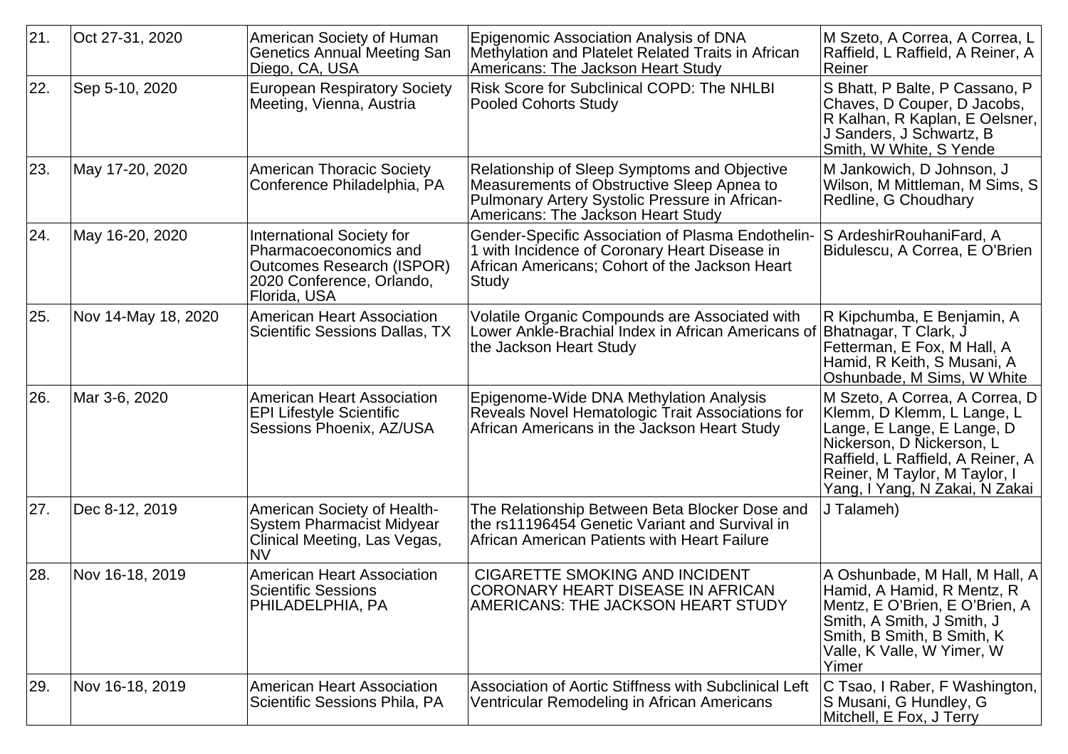| 21. | Oct 27-31, 2020 | American Society of Human Genetics Annual Meeting San Diego, CA, USA | Epigenomic Association Analysis of DNA Methylation and Platelet Related Traits in African Americans: The Jackson Heart Study | M Szeto, A Correa, A Correa, L Raffield, L Raffield, A Reiner, A Reiner |
|---|---|---|---|---|
| 22. | Sep 5-10, 2020 | European Respiratory Society Meeting, Vienna, Austria | Risk Score for Subclinical COPD: The NHLBI Pooled Cohorts Study | S Bhatt, P Balte, P Cassano, P Chaves, D Couper, D Jacobs, R Kalhan, R Kaplan, E Oelsner, J Sanders, J Schwartz, B Smith, W White, S Yende |
| 23. | May 17-20, 2020 | American Thoracic Society Conference Philadelphia, PA | Relationship of Sleep Symptoms and Objective Measurements of Obstructive Sleep Apnea to Pulmonary Artery Systolic Pressure in African-Americans: The Jackson Heart Study | M Jankowich, D Johnson, J Wilson, M Mittleman, M Sims, S Redline, G Choudhary |
| 24. | May 16-20, 2020 | International Society for Pharmacoeconomics and Outcomes Research (ISPOR) 2020 Conference, Orlando, Florida, USA | Gender-Specific Association of Plasma Endothelin-1 with Incidence of Coronary Heart Disease in African Americans; Cohort of the Jackson Heart Study | S ArdeshirRouhaniFard, A Bidulescu, A Correa, E O'Brien |
| 25. | Nov 14-May 18, 2020 | American Heart Association Scientific Sessions Dallas, TX | Volatile Organic Compounds are Associated with Lower Ankle-Brachial Index in African Americans of the Jackson Heart Study | R Kipchumba, E Benjamin, A Bhatnagar, T Clark, J Fetterman, E Fox, M Hall, A Hamid, R Keith, S Musani, A Oshunbade, M Sims, W White |
| 26. | Mar 3-6, 2020 | American Heart Association EPI Lifestyle Scientific Sessions Phoenix, AZ/USA | Epigenome-Wide DNA Methylation Analysis Reveals Novel Hematologic Trait Associations for African Americans in the Jackson Heart Study | M Szeto, A Correa, A Correa, D Klemm, D Klemm, L Lange, L Lange, E Lange, E Lange, D Nickerson, D Nickerson, L Raffield, L Raffield, A Reiner, A Reiner, M Taylor, M Taylor, I Yang, I Yang, N Zakai, N Zakai |
| 27. | Dec 8-12, 2019 | American Society of Health-System Pharmacist Midyear Clinical Meeting, Las Vegas, NV | The Relationship Between Beta Blocker Dose and the rs11196454 Genetic Variant and Survival in African American Patients with Heart Failure | J Talameh) |
| 28. | Nov 16-18, 2019 | American Heart Association Scientific Sessions PHILADELPHIA, PA | CIGARETTE SMOKING AND INCIDENT CORONARY HEART DISEASE IN AFRICAN AMERICANS: THE JACKSON HEART STUDY | A Oshunbade, M Hall, M Hall, A Hamid, A Hamid, R Mentz, R Mentz, E O'Brien, E O'Brien, A Smith, A Smith, J Smith, J Smith, B Smith, B Smith, K Valle, K Valle, W Yimer, W Yimer |
| 29. | Nov 16-18, 2019 | American Heart Association Scientific Sessions Phila, PA | Association of Aortic Stiffness with Subclinical Left Ventricular Remodeling in African Americans | C Tsao, I Raber, F Washington, S Musani, G Hundley, G Mitchell, E Fox, J Terry |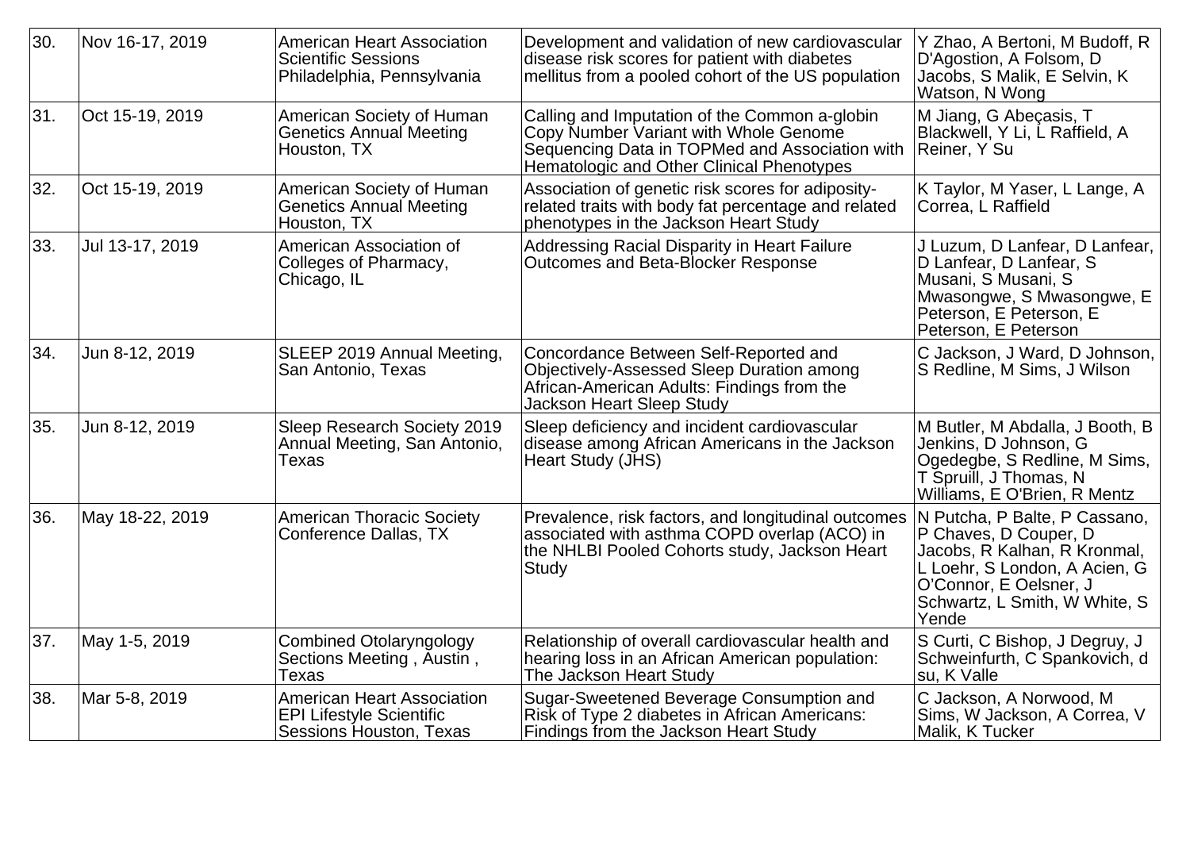| 30. | Nov 16-17, 2019 | American Heart Association Scientific Sessions Philadelphia, Pennsylvania | Development and validation of new cardiovascular disease risk scores for patient with diabetes mellitus from a pooled cohort of the US population | Y Zhao, A Bertoni, M Budoff, R D'Agostion, A Folsom, D Jacobs, S Malik, E Selvin, K Watson, N Wong |
|---|---|---|---|---|
| 31. | Oct 15-19, 2019 | American Society of Human Genetics Annual Meeting Houston, TX | Calling and Imputation of the Common a-globin Copy Number Variant with Whole Genome Sequencing Data in TOPMed and Association with Hematologic and Other Clinical Phenotypes | M Jiang, G Abeçasis, T Blackwell, Y Li, L Raffield, A Reiner, Y Su |
| 32. | Oct 15-19, 2019 | American Society of Human Genetics Annual Meeting Houston, TX | Association of genetic risk scores for adiposity-related traits with body fat percentage and related phenotypes in the Jackson Heart Study | K Taylor, M Yaser, L Lange, A Correa, L Raffield |
| 33. | Jul 13-17, 2019 | American Association of Colleges of Pharmacy, Chicago, IL | Addressing Racial Disparity in Heart Failure Outcomes and Beta-Blocker Response | J Luzum, D Lanfear, D Lanfear, D Lanfear, D Lanfear, S Musani, S Musani, S Mwasongwe, S Mwasongwe, E Peterson, E Peterson, E Peterson, E Peterson |
| 34. | Jun 8-12, 2019 | SLEEP 2019 Annual Meeting, San Antonio, Texas | Concordance Between Self-Reported and Objectively-Assessed Sleep Duration among African-American Adults: Findings from the Jackson Heart Sleep Study | C Jackson, J Ward, D Johnson, S Redline, M Sims, J Wilson |
| 35. | Jun 8-12, 2019 | Sleep Research Society 2019 Annual Meeting, San Antonio, Texas | Sleep deficiency and incident cardiovascular disease among African Americans in the Jackson Heart Study (JHS) | M Butler, M Abdalla, J Booth, B Jenkins, D Johnson, G Ogedegbe, S Redline, M Sims, T Spruill, J Thomas, N Williams, E O'Brien, R Mentz |
| 36. | May 18-22, 2019 | American Thoracic Society Conference Dallas, TX | Prevalence, risk factors, and longitudinal outcomes associated with asthma COPD overlap (ACO) in the NHLBI Pooled Cohorts study, Jackson Heart Study | N Putcha, P Balte, P Cassano, P Chaves, D Couper, D Jacobs, R Kalhan, R Kronmal, L Loehr, S London, A Acien, G O'Connor, E Oelsner, J Schwartz, L Smith, W White, S Yende |
| 37. | May 1-5, 2019 | Combined Otolaryngology Sections Meeting , Austin , Texas | Relationship of overall cardiovascular health and hearing loss in an African American population: The Jackson Heart Study | S Curti, C Bishop, J Degruy, J Schweinfurth, C Spankovich, d su, K Valle |
| 38. | Mar 5-8, 2019 | American Heart Association EPI Lifestyle Scientific Sessions Houston, Texas | Sugar-Sweetened Beverage Consumption and Risk of Type 2 diabetes in African Americans: Findings from the Jackson Heart Study | C Jackson, A Norwood, M Sims, W Jackson, A Correa, V Malik, K Tucker |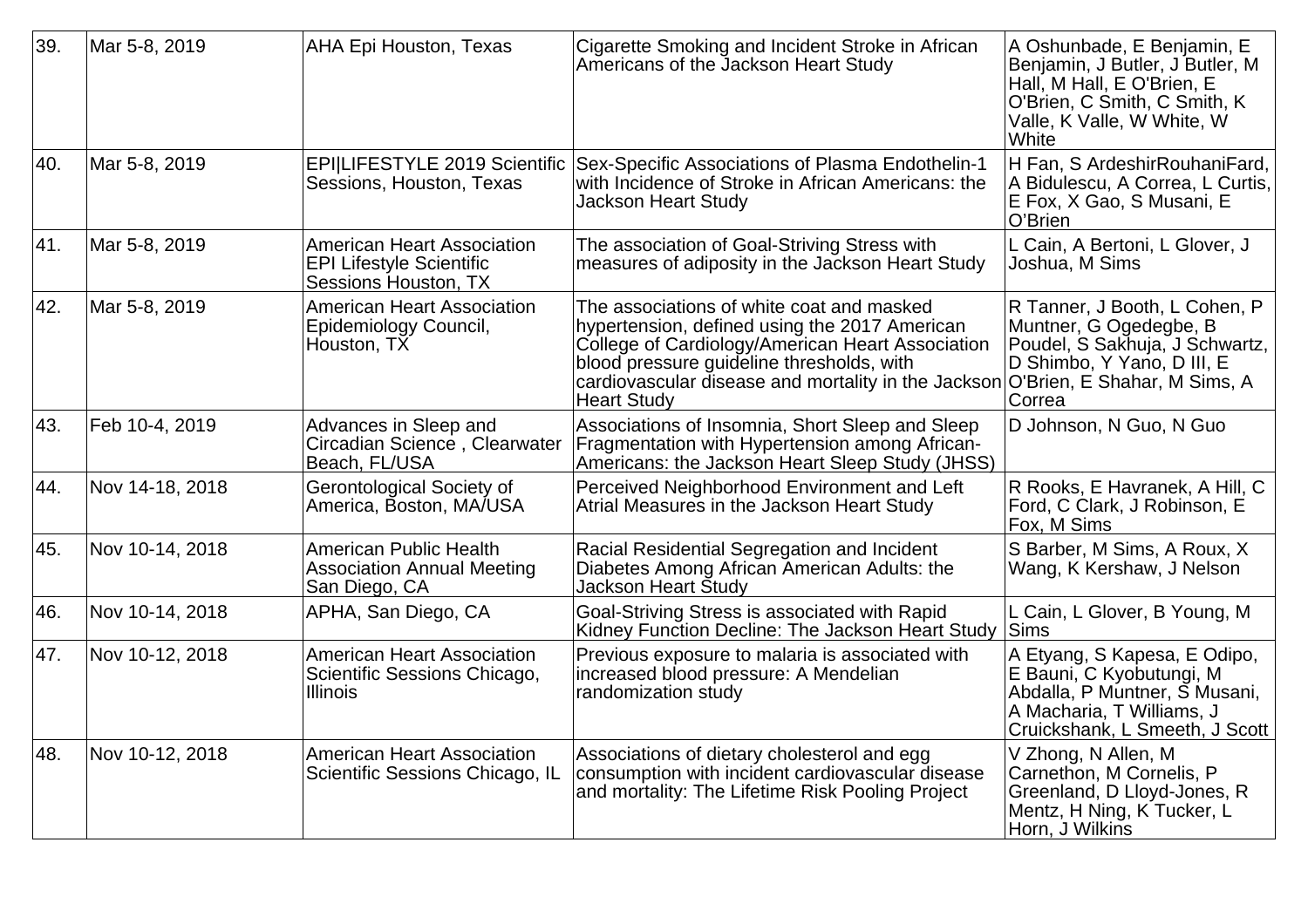| 39. | Mar 5-8, 2019 | AHA Epi Houston, Texas | Cigarette Smoking and Incident Stroke in African Americans of the Jackson Heart Study | A Oshunbade, E Benjamin, E Benjamin, J Butler, J Butler, M Hall, M Hall, E O'Brien, E O'Brien, C Smith, C Smith, K Valle, K Valle, W White, W White |
|---|---|---|---|---|
| 40. | Mar 5-8, 2019 | EPI\|LIFESTYLE 2019 Scientific Sessions, Houston, Texas | Sex-Specific Associations of Plasma Endothelin-1 with Incidence of Stroke in African Americans: the Jackson Heart Study | H Fan, S ArdeshirRouhaniFard, A Bidulescu, A Correa, L Curtis, E Fox, X Gao, S Musani, E O'Brien |
| 41. | Mar 5-8, 2019 | American Heart Association EPI Lifestyle Scientific Sessions Houston, TX | The association of Goal-Striving Stress with measures of adiposity in the Jackson Heart Study | L Cain, A Bertoni, L Glover, J Joshua, M Sims |
| 42. | Mar 5-8, 2019 | American Heart Association Epidemiology Council, Houston, TX | The associations of white coat and masked hypertension, defined using the 2017 American College of Cardiology/American Heart Association blood pressure guideline thresholds, with cardiovascular disease and mortality in the Jackson Heart Study | R Tanner, J Booth, L Cohen, P Muntner, G Ogedegbe, B Poudel, S Sakhuja, J Schwartz, D Shimbo, Y Yano, D III, E O'Brien, E Shahar, M Sims, A Correa |
| 43. | Feb 10-4, 2019 | Advances in Sleep and Circadian Science , Clearwater Beach, FL/USA | Associations of Insomnia, Short Sleep and Sleep Fragmentation with Hypertension among African-Americans: the Jackson Heart Sleep Study (JHSS) | D Johnson, N Guo, N Guo |
| 44. | Nov 14-18, 2018 | Gerontological Society of America, Boston, MA/USA | Perceived Neighborhood Environment and Left Atrial Measures in the Jackson Heart Study | R Rooks, E Havranek, A Hill, C Ford, C Clark, J Robinson, E Fox, M Sims |
| 45. | Nov 10-14, 2018 | American Public Health Association Annual Meeting San Diego, CA | Racial Residential Segregation and Incident Diabetes Among African American Adults: the Jackson Heart Study | S Barber, M Sims, A Roux, X Wang, K Kershaw, J Nelson |
| 46. | Nov 10-14, 2018 | APHA, San Diego, CA | Goal-Striving Stress is associated with Rapid Kidney Function Decline: The Jackson Heart Study | L Cain, L Glover, B Young, M Sims |
| 47. | Nov 10-12, 2018 | American Heart Association Scientific Sessions Chicago, Illinois | Previous exposure to malaria is associated with increased blood pressure: A Mendelian randomization study | A Etyang, S Kapesa, E Odipo, E Bauni, C Kyobutungi, M Abdalla, P Muntner, S Musani, A Macharia, T Williams, J Cruickshank, L Smeeth, J Scott |
| 48. | Nov 10-12, 2018 | American Heart Association Scientific Sessions Chicago, IL | Associations of dietary cholesterol and egg consumption with incident cardiovascular disease and mortality: The Lifetime Risk Pooling Project | V Zhong, N Allen, M Carnethon, M Cornelis, P Greenland, D Lloyd-Jones, R Mentz, H Ning, K Tucker, L Horn, J Wilkins |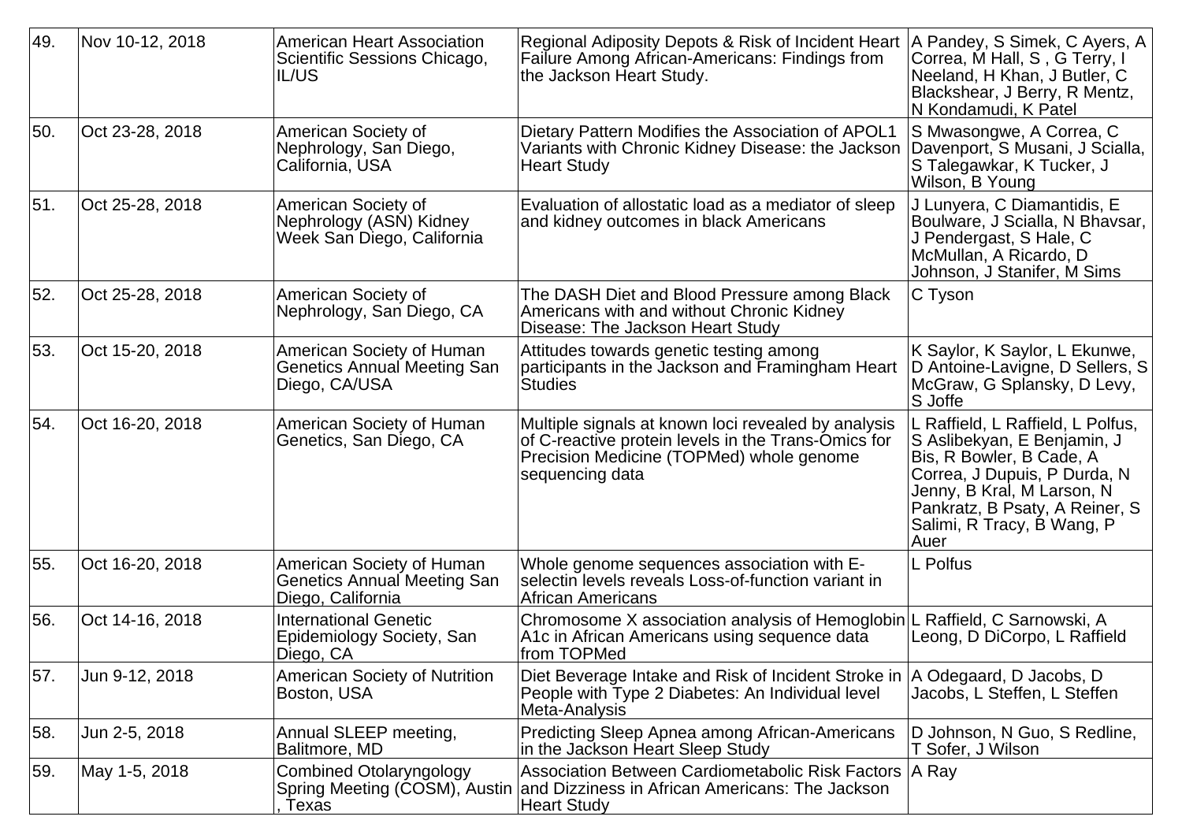| 49. | Nov 10-12, 2018 | American Heart Association Scientific Sessions Chicago, IL/US | Regional Adiposity Depots & Risk of Incident Heart Failure Among African-Americans: Findings from the Jackson Heart Study. | A Pandey, S Simek, C Ayers, A Correa, M Hall, S , G Terry, I Neeland, H Khan, J Butler, C Blackshear, J Berry, R Mentz, N Kondamudi, K Patel |
|---|---|---|---|---|
| 50. | Oct 23-28, 2018 | American Society of Nephrology, San Diego, California, USA | Dietary Pattern Modifies the Association of APOL1 Variants with Chronic Kidney Disease: the Jackson Heart Study | S Mwasongwe, A Correa, C Davenport, S Musani, J Scialla, S Talegawkar, K Tucker, J Wilson, B Young |
| 51. | Oct 25-28, 2018 | American Society of Nephrology (ASN) Kidney Week San Diego, California | Evaluation of allostatic load as a mediator of sleep and kidney outcomes in black Americans | J Lunyera, C Diamantidis, E Boulware, J Scialla, N Bhavsar, J Pendergast, S Hale, C McMullan, A Ricardo, D Johnson, J Stanifer, M Sims |
| 52. | Oct 25-28, 2018 | American Society of Nephrology, San Diego, CA | The DASH Diet and Blood Pressure among Black Americans with and without Chronic Kidney Disease: The Jackson Heart Study | C Tyson |
| 53. | Oct 15-20, 2018 | American Society of Human Genetics Annual Meeting San Diego, CA/USA | Attitudes towards genetic testing among participants in the Jackson and Framingham Heart Studies | K Saylor, K Saylor, L Ekunwe, D Antoine-Lavigne, D Sellers, S McGraw, G Splansky, D Levy, S Joffe |
| 54. | Oct 16-20, 2018 | American Society of Human Genetics, San Diego, CA | Multiple signals at known loci revealed by analysis of C-reactive protein levels in the Trans-Omics for Precision Medicine (TOPMed) whole genome sequencing data | L Raffield, L Raffield, L Polfus, S Aslibekyan, E Benjamin, J Bis, R Bowler, B Cade, A Correa, J Dupuis, P Durda, N Jenny, B Kral, M Larson, N Pankratz, B Psaty, A Reiner, S Salimi, R Tracy, B Wang, P Auer |
| 55. | Oct 16-20, 2018 | American Society of Human Genetics Annual Meeting San Diego, California | Whole genome sequences association with E-selectin levels reveals Loss-of-function variant in African Americans | L Polfus |
| 56. | Oct 14-16, 2018 | International Genetic Epidemiology Society, San Diego, CA | Chromosome X association analysis of Hemoglobin A1c in African Americans using sequence data from TOPMed | L Raffield, C Sarnowski, A Leong, D DiCorpo, L Raffield |
| 57. | Jun 9-12, 2018 | American Society of Nutrition Boston, USA | Diet Beverage Intake and Risk of Incident Stroke in People with Type 2 Diabetes: An Individual level Meta-Analysis | A Odegaard, D Jacobs, D Jacobs, L Steffen, L Steffen |
| 58. | Jun 2-5, 2018 | Annual SLEEP meeting, Balitmore, MD | Predicting Sleep Apnea among African-Americans in the Jackson Heart Sleep Study | D Johnson, N Guo, S Redline, T Sofer, J Wilson |
| 59. | May 1-5, 2018 | Combined Otolaryngology Spring Meeting (COSM), Austin , Texas | Association Between Cardiometabolic Risk Factors and Dizziness in African Americans: The Jackson Heart Study | A Ray |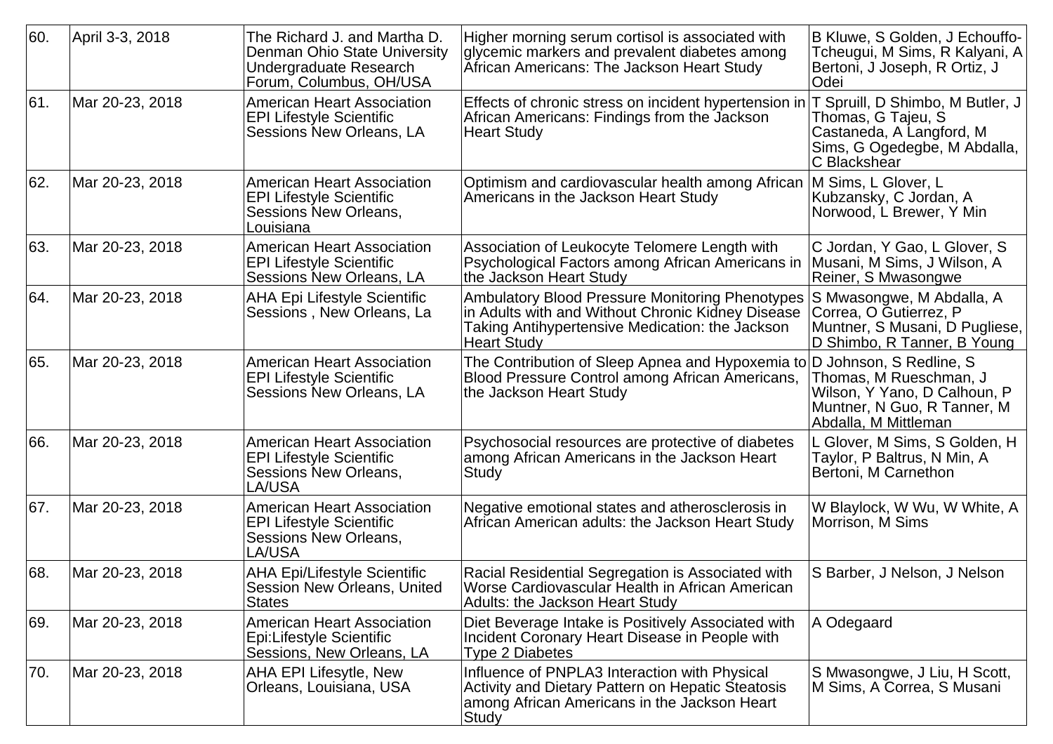| 60. | April 3-3, 2018 | The Richard J. and Martha D. Denman Ohio State University Undergraduate Research Forum, Columbus, OH/USA | Higher morning serum cortisol is associated with glycemic markers and prevalent diabetes among African Americans: The Jackson Heart Study | B Kluwe, S Golden, J Echouffo-Tcheugui, M Sims, R Kalyani, A Bertoni, J Joseph, R Ortiz, J Odei |
|---|---|---|---|---|
| 61. | Mar 20-23, 2018 | American Heart Association EPI Lifestyle Scientific Sessions New Orleans, LA | Effects of chronic stress on incident hypertension in African Americans: Findings from the Jackson Heart Study | T Spruill, D Shimbo, M Butler, J Thomas, G Tajeu, S Castaneda, A Langford, M Sims, G Ogedegbe, M Abdalla, C Blackshear |
| 62. | Mar 20-23, 2018 | American Heart Association EPI Lifestyle Scientific Sessions New Orleans, Louisiana | Optimism and cardiovascular health among African Americans in the Jackson Heart Study | M Sims, L Glover, L Kubzansky, C Jordan, A Norwood, L Brewer, Y Min |
| 63. | Mar 20-23, 2018 | American Heart Association EPI Lifestyle Scientific Sessions New Orleans, LA | Association of Leukocyte Telomere Length with Psychological Factors among African Americans in the Jackson Heart Study | C Jordan, Y Gao, L Glover, S Musani, M Sims, J Wilson, A Reiner, S Mwasongwe |
| 64. | Mar 20-23, 2018 | AHA Epi Lifestyle Scientific Sessions , New Orleans, La | Ambulatory Blood Pressure Monitoring Phenotypes in Adults with and Without Chronic Kidney Disease Taking Antihypertensive Medication: the Jackson Heart Study | S Mwasongwe, M Abdalla, A Correa, O Gutierrez, P Muntner, S Musani, D Pugliese, D Shimbo, R Tanner, B Young |
| 65. | Mar 20-23, 2018 | American Heart Association EPI Lifestyle Scientific Sessions New Orleans, LA | The Contribution of Sleep Apnea and Hypoxemia to Blood Pressure Control among African Americans, the Jackson Heart Study | D Johnson, S Redline, S Thomas, M Rueschman, J Wilson, Y Yano, D Calhoun, P Muntner, N Guo, R Tanner, M Abdalla, M Mittleman |
| 66. | Mar 20-23, 2018 | American Heart Association EPI Lifestyle Scientific Sessions New Orleans, LA/USA | Psychosocial resources are protective of diabetes among African Americans in the Jackson Heart Study | L Glover, M Sims, S Golden, H Taylor, P Baltrus, N Min, A Bertoni, M Carnethon |
| 67. | Mar 20-23, 2018 | American Heart Association EPI Lifestyle Scientific Sessions New Orleans, LA/USA | Negative emotional states and atherosclerosis in African American adults: the Jackson Heart Study | W Blaylock, W Wu, W White, A Morrison, M Sims |
| 68. | Mar 20-23, 2018 | AHA Epi/Lifestyle Scientific Session New Orleans, United States | Racial Residential Segregation is Associated with Worse Cardiovascular Health in African American Adults: the Jackson Heart Study | S Barber, J Nelson, J Nelson |
| 69. | Mar 20-23, 2018 | American Heart Association Epi:Lifestyle Scientific Sessions, New Orleans, LA | Diet Beverage Intake is Positively Associated with Incident Coronary Heart Disease in People with Type 2 Diabetes | A Odegaard |
| 70. | Mar 20-23, 2018 | AHA EPI Lifesytle, New Orleans, Louisiana, USA | Influence of PNPLA3 Interaction with Physical Activity and Dietary Pattern on Hepatic Steatosis among African Americans in the Jackson Heart Study | S Mwasongwe, J Liu, H Scott, M Sims, A Correa, S Musani |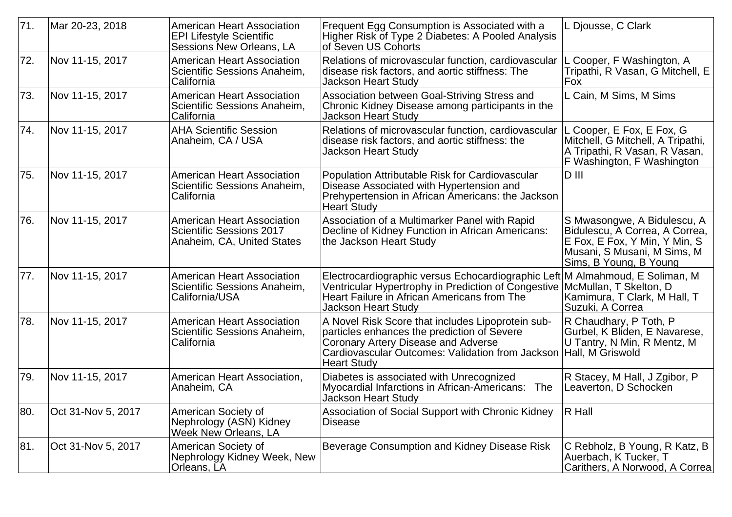| 71. | Mar 20-23, 2018 | American Heart Association EPI Lifestyle Scientific Sessions New Orleans, LA | Frequent Egg Consumption is Associated with a Higher Risk of Type 2 Diabetes: A Pooled Analysis of Seven US Cohorts | L Djousse, C Clark |
|---|---|---|---|---|
| 72. | Nov 11-15, 2017 | American Heart Association Scientific Sessions Anaheim, California | Relations of microvascular function, cardiovascular disease risk factors, and aortic stiffness: The Jackson Heart Study | L Cooper, F Washington, A Tripathi, R Vasan, G Mitchell, E Fox |
| 73. | Nov 11-15, 2017 | American Heart Association Scientific Sessions Anaheim, California | Association between Goal-Striving Stress and Chronic Kidney Disease among participants in the Jackson Heart Study | L Cain, M Sims, M Sims |
| 74. | Nov 11-15, 2017 | AHA Scientific Session Anaheim, CA / USA | Relations of microvascular function, cardiovascular disease risk factors, and aortic stiffness: the Jackson Heart Study | L Cooper, E Fox, E Fox, G Mitchell, G Mitchell, A Tripathi, A Tripathi, R Vasan, R Vasan, F Washington, F Washington |
| 75. | Nov 11-15, 2017 | American Heart Association Scientific Sessions Anaheim, California | Population Attributable Risk for Cardiovascular Disease Associated with Hypertension and Prehypertension in African Americans: the Jackson Heart Study | D III |
| 76. | Nov 11-15, 2017 | American Heart Association Scientific Sessions 2017 Anaheim, CA, United States | Association of a Multimarker Panel with Rapid Decline of Kidney Function in African Americans: the Jackson Heart Study | S Mwasongwe, A Bidulescu, A Bidulescu, A Correa, A Correa, E Fox, E Fox, Y Min, Y Min, S Musani, S Musani, M Sims, M Sims, B Young, B Young |
| 77. | Nov 11-15, 2017 | American Heart Association Scientific Sessions Anaheim, California/USA | Electrocardiographic versus Echocardiographic Left Ventricular Hypertrophy in Prediction of Congestive Heart Failure in African Americans from The Jackson Heart Study | M Almahmoud, E Soliman, M McMullan, T Skelton, D Kamimura, T Clark, M Hall, T Suzuki, A Correa |
| 78. | Nov 11-15, 2017 | American Heart Association Scientific Sessions Anaheim, California | A Novel Risk Score that includes Lipoprotein sub-particles enhances the prediction of Severe Coronary Artery Disease and Adverse Cardiovascular Outcomes: Validation from Jackson Heart Study | R Chaudhary, P Toth, P Gurbel, K Bliden, E Navarese, U Tantry, N Min, R Mentz, M Hall, M Griswold |
| 79. | Nov 11-15, 2017 | American Heart Association, Anaheim, CA | Diabetes is associated with Unrecognized Myocardial Infarctions in African-Americans: The Jackson Heart Study | R Stacey, M Hall, J Zgibor, P Leaverton, D Schocken |
| 80. | Oct 31-Nov 5, 2017 | American Society of Nephrology (ASN) Kidney Week New Orleans, LA | Association of Social Support with Chronic Kidney Disease | R Hall |
| 81. | Oct 31-Nov 5, 2017 | American Society of Nephrology Kidney Week, New Orleans, LA | Beverage Consumption and Kidney Disease Risk | C Rebholz, B Young, R Katz, B Auerbach, K Tucker, T Carithers, A Norwood, A Correa |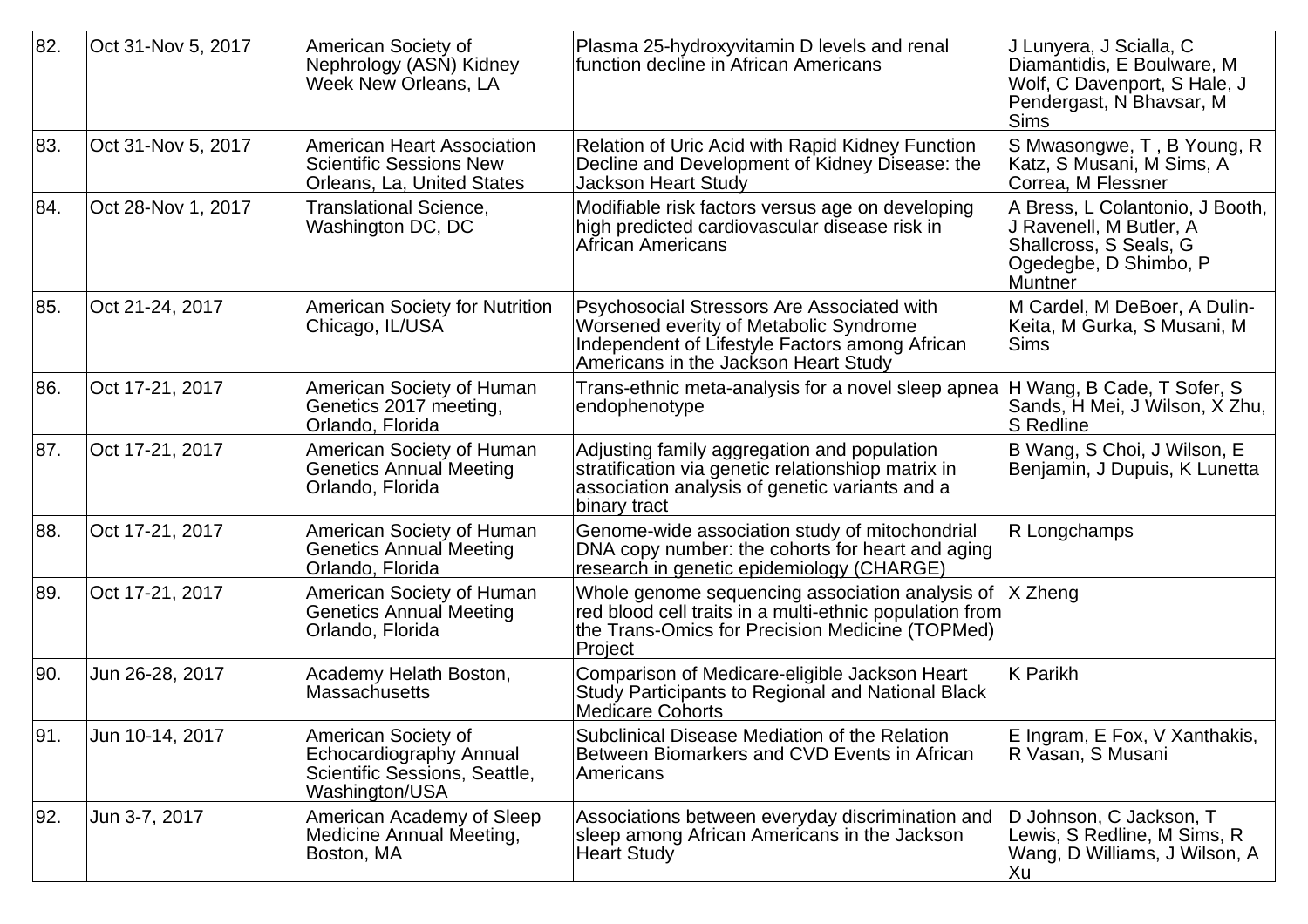| | | | | |
|---|---|---|---|---|
| 82. | Oct 31-Nov 5, 2017 | American Society of Nephrology (ASN) Kidney Week New Orleans, LA | Plasma 25-hydroxyvitamin D levels and renal function decline in African Americans | J Lunyera, J Scialla, C Diamantidis, E Boulware, M Wolf, C Davenport, S Hale, J Pendergast, N Bhavsar, M Sims |
| 83. | Oct 31-Nov 5, 2017 | American Heart Association Scientific Sessions New Orleans, La, United States | Relation of Uric Acid with Rapid Kidney Function Decline and Development of Kidney Disease: the Jackson Heart Study | S Mwasongwe, T , B Young, R Katz, S Musani, M Sims, A Correa, M Flessner |
| 84. | Oct 28-Nov 1, 2017 | Translational Science, Washington DC, DC | Modifiable risk factors versus age on developing high predicted cardiovascular disease risk in African Americans | A Bress, L Colantonio, J Booth, J Ravenell, M Butler, A Shallcross, S Seals, G Ogedegbe, D Shimbo, P Muntner |
| 85. | Oct 21-24, 2017 | American Society for Nutrition Chicago, IL/USA | Psychosocial Stressors Are Associated with Worsened everity of Metabolic Syndrome Independent of Lifestyle Factors among African Americans in the Jackson Heart Study | M Cardel, M DeBoer, A Dulin-Keita, M Gurka, S Musani, M Sims |
| 86. | Oct 17-21, 2017 | American Society of Human Genetics 2017 meeting, Orlando, Florida | Trans-ethnic meta-analysis for a novel sleep apnea endophenotype | H Wang, B Cade, T Sofer, S Sands, H Mei, J Wilson, X Zhu, S Redline |
| 87. | Oct 17-21, 2017 | American Society of Human Genetics Annual Meeting Orlando, Florida | Adjusting family aggregation and population stratification via genetic relationshiop matrix in association analysis of genetic variants and a binary tract | B Wang, S Choi, J Wilson, E Benjamin, J Dupuis, K Lunetta |
| 88. | Oct 17-21, 2017 | American Society of Human Genetics Annual Meeting Orlando, Florida | Genome-wide association study of mitochondrial DNA copy number: the cohorts for heart and aging research in genetic epidemiology (CHARGE) | R Longchamps |
| 89. | Oct 17-21, 2017 | American Society of Human Genetics Annual Meeting Orlando, Florida | Whole genome sequencing association analysis of red blood cell traits in a multi-ethnic population from the Trans-Omics for Precision Medicine (TOPMed) Project | X Zheng |
| 90. | Jun 26-28, 2017 | Academy Helath Boston, Massachusetts | Comparison of Medicare-eligible Jackson Heart Study Participants to Regional and National Black Medicare Cohorts | K Parikh |
| 91. | Jun 10-14, 2017 | American Society of Echocardiography Annual Scientific Sessions, Seattle, Washington/USA | Subclinical Disease Mediation of the Relation Between Biomarkers and CVD Events in African Americans | E Ingram, E Fox, V Xanthakis, R Vasan, S Musani |
| 92. | Jun 3-7, 2017 | American Academy of Sleep Medicine Annual Meeting, Boston, MA | Associations between everyday discrimination and sleep among African Americans in the Jackson Heart Study | D Johnson, C Jackson, T Lewis, S Redline, M Sims, R Wang, D Williams, J Wilson, A Xu |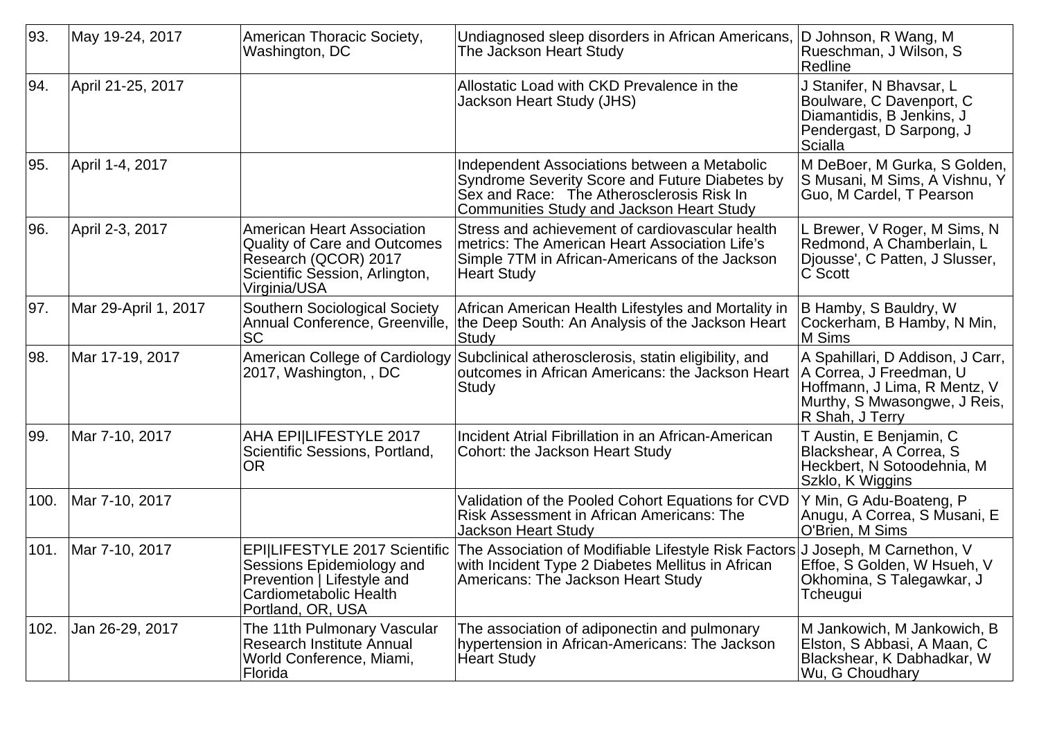| 93. | May 19-24, 2017 | American Thoracic Society, Washington, DC | Undiagnosed sleep disorders in African Americans, The Jackson Heart Study | D Johnson, R Wang, M Rueschman, J Wilson, S Redline |
|---|---|---|---|---|
| 94. | April 21-25, 2017 | | Allostatic Load with CKD Prevalence in the Jackson Heart Study (JHS) | J Stanifer, N Bhavsar, L Boulware, C Davenport, C Diamantidis, B Jenkins, J Pendergast, D Sarpong, J Scialla |
| 95. | April 1-4, 2017 | | Independent Associations between a Metabolic Syndrome Severity Score and Future Diabetes by Sex and Race: The Atherosclerosis Risk In Communities Study and Jackson Heart Study | M DeBoer, M Gurka, S Golden, S Musani, M Sims, A Vishnu, Y Guo, M Cardel, T Pearson |
| 96. | April 2-3, 2017 | American Heart Association Quality of Care and Outcomes Research (QCOR) 2017 Scientific Session, Arlington, Virginia/USA | Stress and achievement of cardiovascular health metrics: The American Heart Association Life's Simple 7TM in African-Americans of the Jackson Heart Study | L Brewer, V Roger, M Sims, N Redmond, A Chamberlain, L Djousse', C Patten, J Slusser, C Scott |
| 97. | Mar 29-April 1, 2017 | Southern Sociological Society Annual Conference, Greenville, SC | African American Health Lifestyles and Mortality in the Deep South: An Analysis of the Jackson Heart Study | B Hamby, S Bauldry, W Cockerham, B Hamby, N Min, M Sims |
| 98. | Mar 17-19, 2017 | American College of Cardiology 2017, Washington, , DC | Subclinical atherosclerosis, statin eligibility, and outcomes in African Americans: the Jackson Heart Study | A Spahillari, D Addison, J Carr, A Correa, J Freedman, U Hoffmann, J Lima, R Mentz, V Murthy, S Mwasongwe, J Reis, R Shah, J Terry |
| 99. | Mar 7-10, 2017 | AHA EPI\|LIFESTYLE 2017 Scientific Sessions, Portland, OR | Incident Atrial Fibrillation in an African-American Cohort: the Jackson Heart Study | T Austin, E Benjamin, C Blackshear, A Correa, S Heckbert, N Sotoodehnia, M Szklo, K Wiggins |
| 100. | Mar 7-10, 2017 | | Validation of the Pooled Cohort Equations for CVD Risk Assessment in African Americans: The Jackson Heart Study | Y Min, G Adu-Boateng, P Anugu, A Correa, S Musani, E O'Brien, M Sims |
| 101. | Mar 7-10, 2017 | EPI\|LIFESTYLE 2017 Scientific Sessions Epidemiology and Prevention \| Lifestyle and Cardiometabolic Health Portland, OR, USA | The Association of Modifiable Lifestyle Risk Factors with Incident Type 2 Diabetes Mellitus in African Americans: The Jackson Heart Study | J Joseph, M Carnethon, V Effoe, S Golden, W Hsueh, V Okhomina, S Talegawkar, J Tcheugui |
| 102. | Jan 26-29, 2017 | The 11th Pulmonary Vascular Research Institute Annual World Conference, Miami, Florida | The association of adiponectin and pulmonary hypertension in African-Americans: The Jackson Heart Study | M Jankowich, M Jankowich, B Elston, S Abbasi, A Maan, C Blackshear, K Dabhadkar, W Wu, G Choudhary |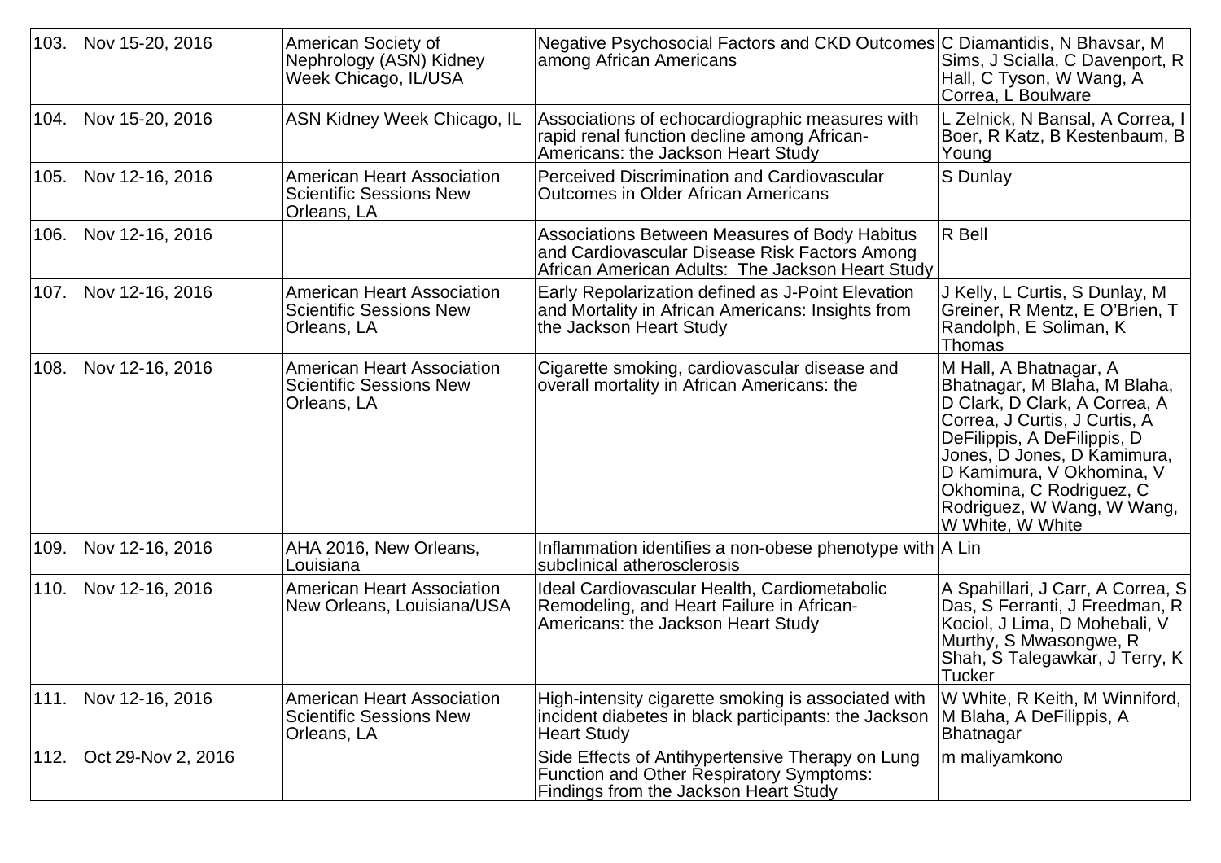| 103. | Nov 15-20, 2016 | American Society of Nephrology (ASN) Kidney Week Chicago, IL/USA | Negative Psychosocial Factors and CKD Outcomes among African Americans | C Diamantidis, N Bhavsar, M Sims, J Scialla, C Davenport, R Hall, C Tyson, W Wang, A Correa, L Boulware |
|---|---|---|---|---|
| 104. | Nov 15-20, 2016 | ASN Kidney Week Chicago, IL | Associations of echocardiographic measures with rapid renal function decline among African-Americans: the Jackson Heart Study | L Zelnick, N Bansal, A Correa, I Boer, R Katz, B Kestenbaum, B Young |
| 105. | Nov 12-16, 2016 | American Heart Association Scientific Sessions New Orleans, LA | Perceived Discrimination and Cardiovascular Outcomes in Older African Americans | S Dunlay |
| 106. | Nov 12-16, 2016 | | Associations Between Measures of Body Habitus and Cardiovascular Disease Risk Factors Among African American Adults: The Jackson Heart Study | R Bell |
| 107. | Nov 12-16, 2016 | American Heart Association Scientific Sessions New Orleans, LA | Early Repolarization defined as J-Point Elevation and Mortality in African Americans: Insights from the Jackson Heart Study | J Kelly, L Curtis, S Dunlay, M Greiner, R Mentz, E O'Brien, T Randolph, E Soliman, K Thomas |
| 108. | Nov 12-16, 2016 | American Heart Association Scientific Sessions New Orleans, LA | Cigarette smoking, cardiovascular disease and overall mortality in African Americans: the | M Hall, A Bhatnagar, A Bhatnagar, M Blaha, M Blaha, D Clark, D Clark, A Correa, A Correa, J Curtis, J Curtis, A DeFilippis, A DeFilippis, D Jones, D Jones, D Kamimura, D Kamimura, V Okhomina, V Okhomina, C Rodriguez, C Rodriguez, W Wang, W Wang, W White, W White |
| 109. | Nov 12-16, 2016 | AHA 2016, New Orleans, Louisiana | Inflammation identifies a non-obese phenotype with subclinical atherosclerosis | A Lin |
| 110. | Nov 12-16, 2016 | American Heart Association New Orleans, Louisiana/USA | Ideal Cardiovascular Health, Cardiometabolic Remodeling, and Heart Failure in African-Americans: the Jackson Heart Study | A Spahillari, J Carr, A Correa, S Das, S Ferranti, J Freedman, R Kociol, J Lima, D Mohebali, V Murthy, S Mwasongwe, R Shah, S Talegawkar, J Terry, K Tucker |
| 111. | Nov 12-16, 2016 | American Heart Association Scientific Sessions New Orleans, LA | High-intensity cigarette smoking is associated with incident diabetes in black participants: the Jackson Heart Study | W White, R Keith, M Winniford, M Blaha, A DeFilippis, A Bhatnagar |
| 112. | Oct 29-Nov 2, 2016 | | Side Effects of Antihypertensive Therapy on Lung Function and Other Respiratory Symptoms: Findings from the Jackson Heart Study | m maliyamkono |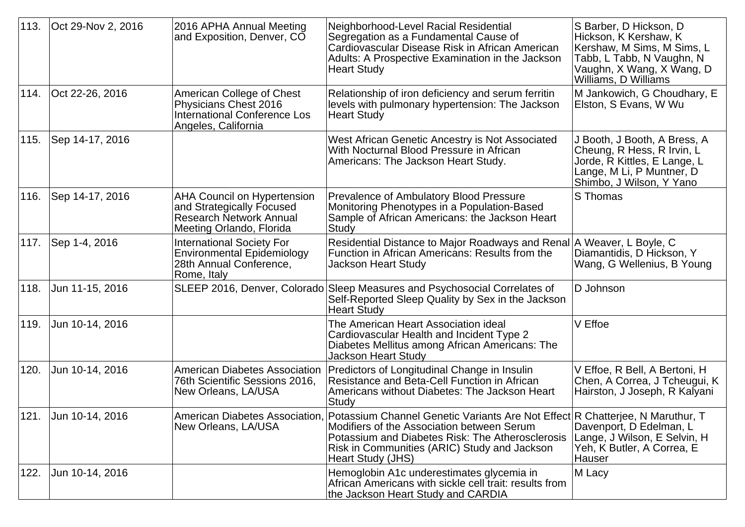| 113. | Oct 29-Nov 2, 2016 | 2016 APHA Annual Meeting and Exposition, Denver, CO | Neighborhood-Level Racial Residential Segregation as a Fundamental Cause of Cardiovascular Disease Risk in African American Adults: A Prospective Examination in the Jackson Heart Study | S Barber, D Hickson, D Hickson, K Kershaw, K Kershaw, M Sims, M Sims, L Tabb, L Tabb, N Vaughn, N Vaughn, X Wang, X Wang, D Williams, D Williams |
|---|---|---|---|---|
| 114. | Oct 22-26, 2016 | American College of Chest Physicians Chest 2016 International Conference Los Angeles, California | Relationship of iron deficiency and serum ferritin levels with pulmonary hypertension: The Jackson Heart Study | M Jankowich, G Choudhary, E Elston, S Evans, W Wu |
| 115. | Sep 14-17, 2016 | | West African Genetic Ancestry is Not Associated With Nocturnal Blood Pressure in African Americans: The Jackson Heart Study. | J Booth, J Booth, A Bress, A Cheung, R Hess, R Irvin, L Jorde, R Kittles, E Lange, L Lange, M Li, P Muntner, D Shimbo, J Wilson, Y Yano |
| 116. | Sep 14-17, 2016 | AHA Council on Hypertension and Strategically Focused Research Network Annual Meeting Orlando, Florida | Prevalence of Ambulatory Blood Pressure Monitoring Phenotypes in a Population-Based Sample of African Americans: the Jackson Heart Study | S Thomas |
| 117. | Sep 1-4, 2016 | International Society For Environmental Epidemiology 28th Annual Conference, Rome, Italy | Residential Distance to Major Roadways and Renal Function in African Americans: Results from the Jackson Heart Study | A Weaver, L Boyle, C Diamantidis, D Hickson, Y Wang, G Wellenius, B Young |
| 118. | Jun 11-15, 2016 | SLEEP 2016, Denver, Colorado | Sleep Measures and Psychosocial Correlates of Self-Reported Sleep Quality by Sex in the Jackson Heart Study | D Johnson |
| 119. | Jun 10-14, 2016 | | The American Heart Association ideal Cardiovascular Health and Incident Type 2 Diabetes Mellitus among African Americans: The Jackson Heart Study | V Effoe |
| 120. | Jun 10-14, 2016 | American Diabetes Association 76th Scientific Sessions 2016, New Orleans, LA/USA | Predictors of Longitudinal Change in Insulin Resistance and Beta-Cell Function in African Americans without Diabetes: The Jackson Heart Study | V Effoe, R Bell, A Bertoni, H Chen, A Correa, J Tcheugui, K Hairston, J Joseph, R Kalyani |
| 121. | Jun 10-14, 2016 | American Diabetes Association, New Orleans, LA/USA | Potassium Channel Genetic Variants Are Not Effect Modifiers of the Association between Serum Potassium and Diabetes Risk: The Atherosclerosis Risk in Communities (ARIC) Study and Jackson Heart Study (JHS) | R Chatterjee, N Maruthur, T Davenport, D Edelman, L Lange, J Wilson, E Selvin, H Yeh, K Butler, A Correa, E Hauser |
| 122. | Jun 10-14, 2016 | | Hemoglobin A1c underestimates glycemia in African Americans with sickle cell trait: results from the Jackson Heart Study and CARDIA | M Lacy |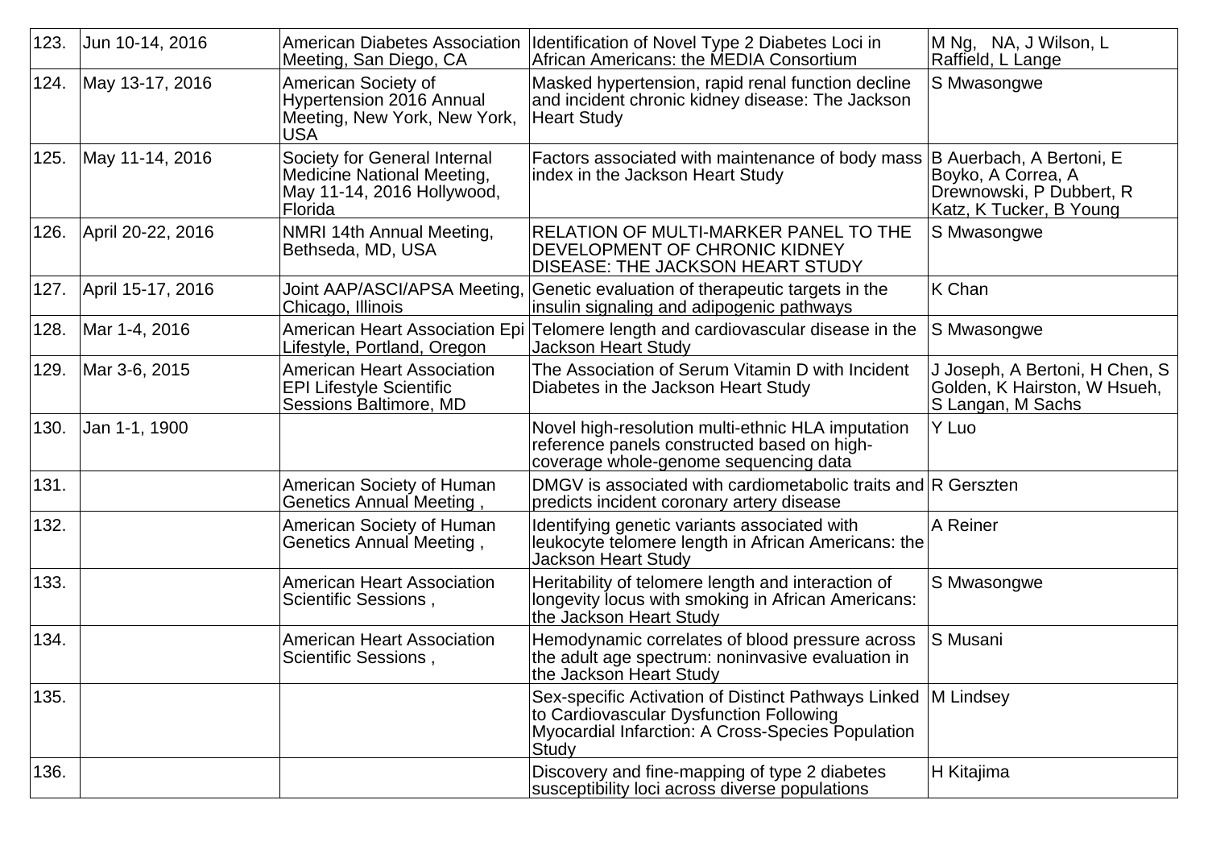| | | | | |
|---|---|---|---|---|
| 123. | Jun 10-14, 2016 | American Diabetes Association Meeting, San Diego, CA | Identification of Novel Type 2 Diabetes Loci in African Americans: the MEDIA Consortium | M Ng, NA, J Wilson, L Raffield, L Lange |
| 124. | May 13-17, 2016 | American Society of Hypertension 2016 Annual Meeting, New York, New York, USA | Masked hypertension, rapid renal function decline and incident chronic kidney disease: The Jackson Heart Study | S Mwasongwe |
| 125. | May 11-14, 2016 | Society for General Internal Medicine National Meeting, May 11-14, 2016 Hollywood, Florida | Factors associated with maintenance of body mass index in the Jackson Heart Study | B Auerbach, A Bertoni, E Boyko, A Correa, A Drewnowski, P Dubbert, R Katz, K Tucker, B Young |
| 126. | April 20-22, 2016 | NMRI 14th Annual Meeting, Bethseda, MD, USA | RELATION OF MULTI-MARKER PANEL TO THE DEVELOPMENT OF CHRONIC KIDNEY DISEASE: THE JACKSON HEART STUDY | S Mwasongwe |
| 127. | April 15-17, 2016 | Joint AAP/ASCI/APSA Meeting, Chicago, Illinois | Genetic evaluation of therapeutic targets in the insulin signaling and adipogenic pathways | K Chan |
| 128. | Mar 1-4, 2016 | American Heart Association Epi Lifestyle, Portland, Oregon | Telomere length and cardiovascular disease in the Jackson Heart Study | S Mwasongwe |
| 129. | Mar 3-6, 2015 | American Heart Association EPI Lifestyle Scientific Sessions Baltimore, MD | The Association of Serum Vitamin D with Incident Diabetes in the Jackson Heart Study | J Joseph, A Bertoni, H Chen, S Golden, K Hairston, W Hsueh, S Langan, M Sachs |
| 130. | Jan 1-1, 1900 | | Novel high-resolution multi-ethnic HLA imputation reference panels constructed based on high-coverage whole-genome sequencing data | Y Luo |
| 131. | | American Society of Human Genetics Annual Meeting , | DMGV is associated with cardiometabolic traits and predicts incident coronary artery disease | R Gerszten |
| 132. | | American Society of Human Genetics Annual Meeting , | Identifying genetic variants associated with leukocyte telomere length in African Americans: the Jackson Heart Study | A Reiner |
| 133. | | American Heart Association Scientific Sessions , | Heritability of telomere length and interaction of longevity locus with smoking in African Americans: the Jackson Heart Study | S Mwasongwe |
| 134. | | American Heart Association Scientific Sessions , | Hemodynamic correlates of blood pressure across the adult age spectrum: noninvasive evaluation in the Jackson Heart Study | S Musani |
| 135. | | | Sex-specific Activation of Distinct Pathways Linked to Cardiovascular Dysfunction Following Myocardial Infarction: A Cross-Species Population Study | M Lindsey |
| 136. | | | Discovery and fine-mapping of type 2 diabetes susceptibility loci across diverse populations | H Kitajima |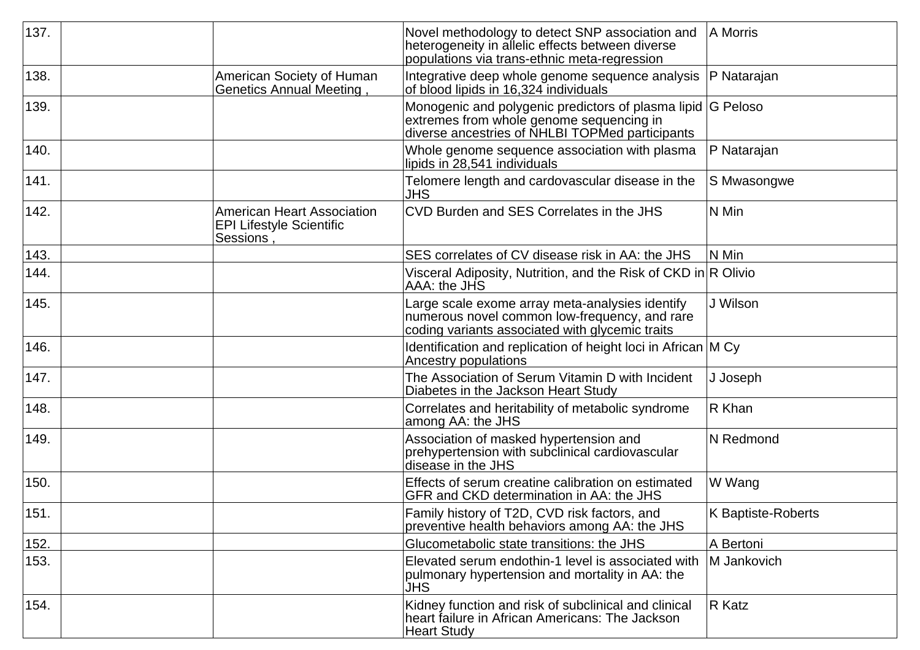| | | | | |
|---|---|---|---|---|
| 137. | | | Novel methodology to detect SNP association and heterogeneity in allelic effects between diverse populations via trans-ethnic meta-regression | A Morris |
| 138. | | American Society of Human Genetics Annual Meeting , | Integrative deep whole genome sequence analysis of blood lipids in 16,324 individuals | P Natarajan |
| 139. | | | Monogenic and polygenic predictors of plasma lipid extremes from whole genome sequencing in diverse ancestries of NHLBI TOPMed participants | G Peloso |
| 140. | | | Whole genome sequence association with plasma lipids in 28,541 individuals | P Natarajan |
| 141. | | | Telomere length and cardovascular disease in the JHS | S Mwasongwe |
| 142. | | American Heart Association EPI Lifestyle Scientific Sessions , | CVD Burden and SES Correlates in the JHS | N Min |
| 143. | | | SES correlates of CV disease risk in AA: the JHS | N Min |
| 144. | | | Visceral Adiposity, Nutrition, and the Risk of CKD in AAA: the JHS | R Olivio |
| 145. | | | Large scale exome array meta-analysies identify numerous novel common low-frequency, and rare coding variants associated with glycemic traits | J Wilson |
| 146. | | | Identification and replication of height loci in African Ancestry populations | M Cy |
| 147. | | | The Association of Serum Vitamin D with Incident Diabetes in the Jackson Heart Study | J Joseph |
| 148. | | | Correlates and heritability of metabolic syndrome among AA: the JHS | R Khan |
| 149. | | | Association of masked hypertension and prehypertension with subclinical cardiovascular disease in the JHS | N Redmond |
| 150. | | | Effects of serum creatine calibration on estimated GFR and CKD determination in AA: the JHS | W Wang |
| 151. | | | Family history of T2D, CVD risk factors, and preventive health behaviors among AA: the JHS | K Baptiste-Roberts |
| 152. | | | Glucometabolic state transitions: the JHS | A Bertoni |
| 153. | | | Elevated serum endothin-1 level is associated with pulmonary hypertension and mortality in AA: the JHS | M Jankovich |
| 154. | | | Kidney function and risk of subclinical and clinical heart failure in African Americans: The Jackson Heart Study | R Katz |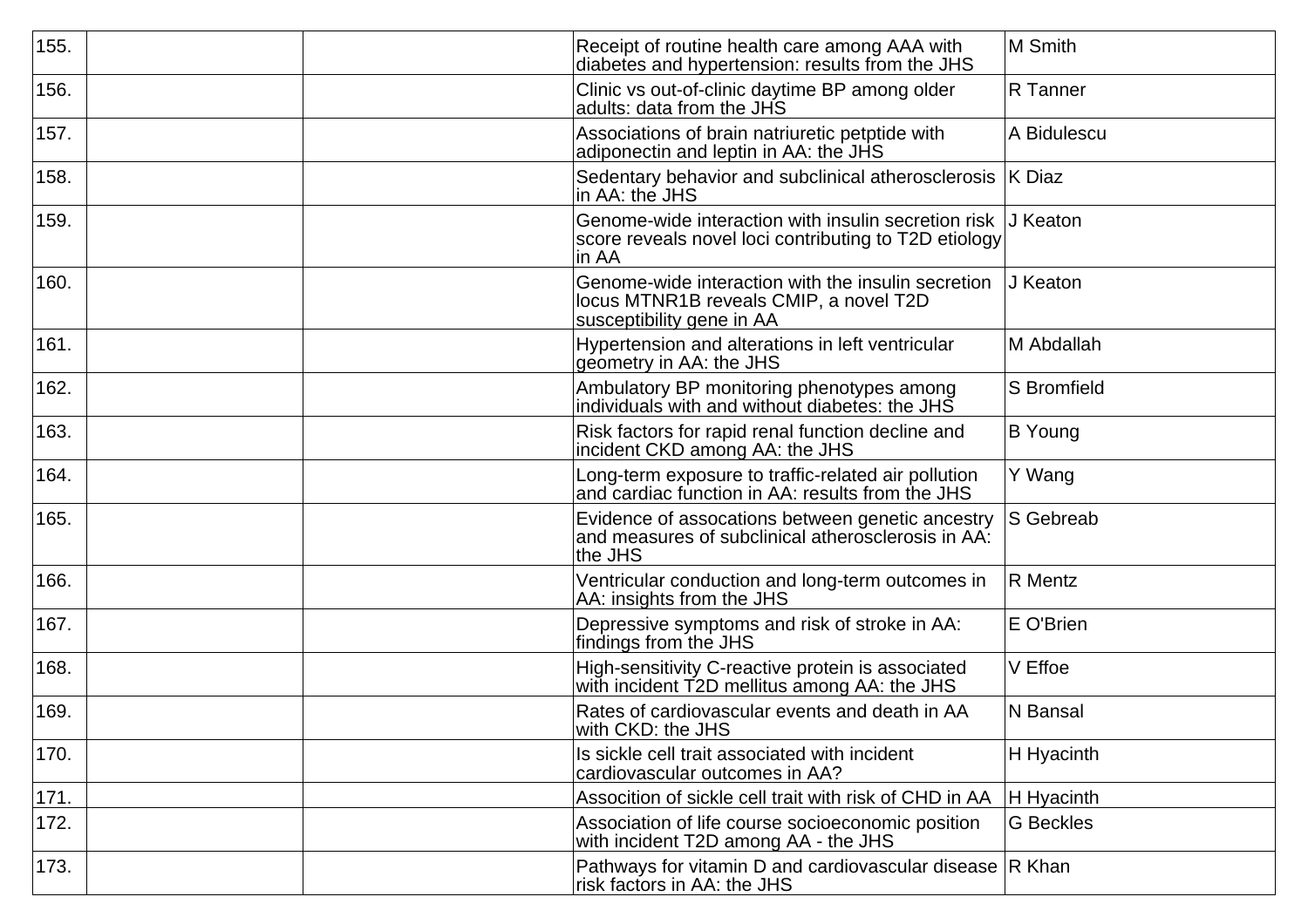| | | | | |
|---|---|---|---|---|
| 155. | | | Receipt of routine health care among AAA with diabetes and hypertension: results from the JHS | M Smith |
| 156. | | | Clinic vs out-of-clinic daytime BP among older adults: data from the JHS | R Tanner |
| 157. | | | Associations of brain natriuretic petptide with adiponectin and leptin in AA: the JHS | A Bidulescu |
| 158. | | | Sedentary behavior and subclinical atherosclerosis in AA: the JHS | K Diaz |
| 159. | | | Genome-wide interaction with insulin secretion risk score reveals novel loci contributing to T2D etiology in AA | J Keaton |
| 160. | | | Genome-wide interaction with the insulin secretion locus MTNR1B reveals CMIP, a novel T2D susceptibility gene in AA | J Keaton |
| 161. | | | Hypertension and alterations in left ventricular geometry in AA: the JHS | M Abdallah |
| 162. | | | Ambulatory BP monitoring phenotypes among individuals with and without diabetes: the JHS | S Bromfield |
| 163. | | | Risk factors for rapid renal function decline and incident CKD among AA: the JHS | B Young |
| 164. | | | Long-term exposure to traffic-related air pollution and cardiac function in AA: results from the JHS | Y Wang |
| 165. | | | Evidence of assocations between genetic ancestry and measures of subclinical atherosclerosis in AA: the JHS | S Gebreab |
| 166. | | | Ventricular conduction and long-term outcomes in AA: insights from the JHS | R Mentz |
| 167. | | | Depressive symptoms and risk of stroke in AA: findings from the JHS | E O'Brien |
| 168. | | | High-sensitivity C-reactive protein is associated with incident T2D mellitus among AA: the JHS | V Effoe |
| 169. | | | Rates of cardiovascular events and death in AA with CKD: the JHS | N Bansal |
| 170. | | | Is sickle cell trait associated with incident cardiovascular outcomes in AA? | H Hyacinth |
| 171. | | | Assocition of sickle cell trait with risk of CHD in AA | H Hyacinth |
| 172. | | | Association of life course socioeconomic position with incident T2D among AA - the JHS | G Beckles |
| 173. | | | Pathways for vitamin D and cardiovascular disease risk factors in AA: the JHS | R Khan |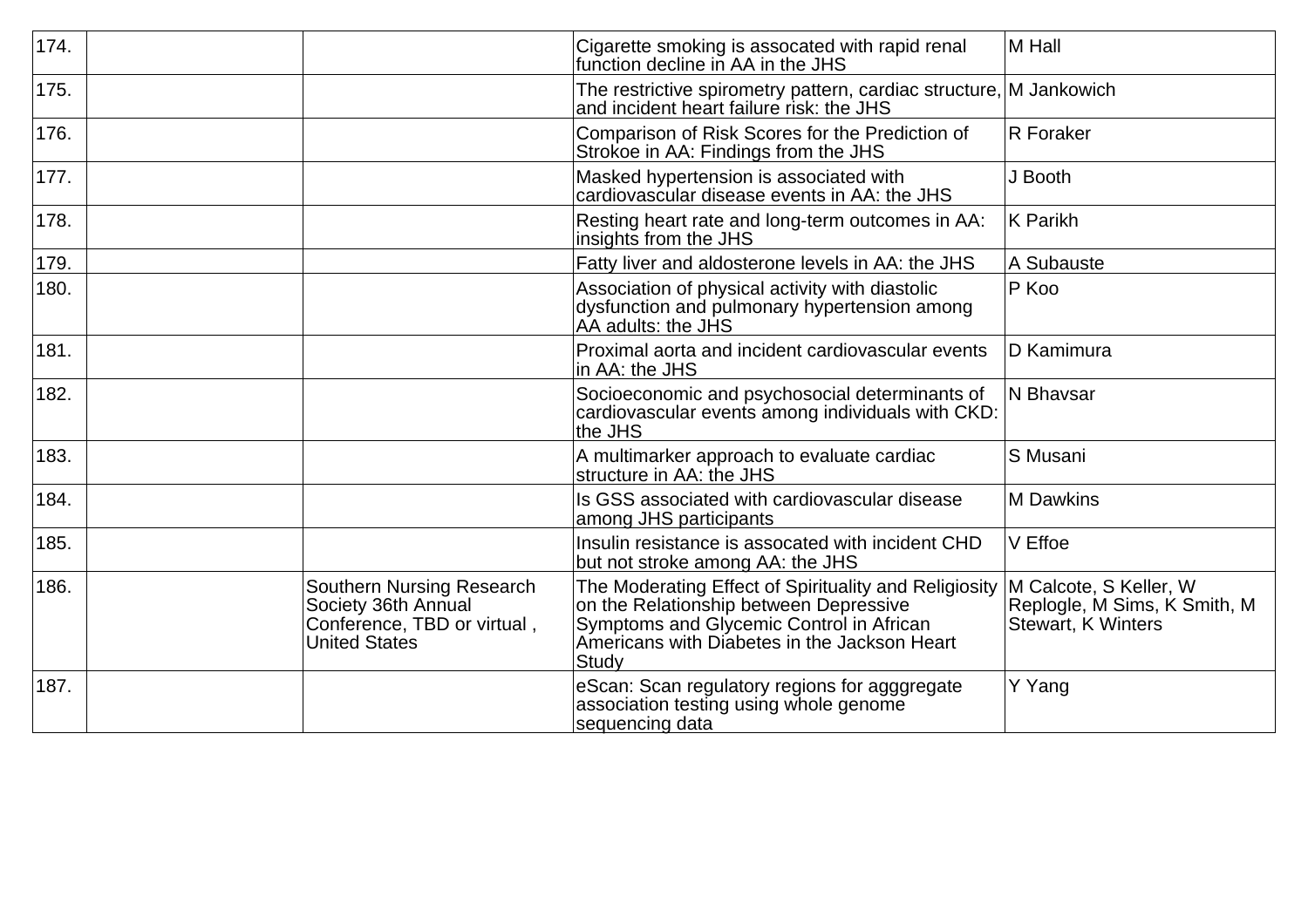| | | | | |
|---|---|---|---|---|
| 174. | | | Cigarette smoking is assocated with rapid renal function decline in AA in the JHS | M Hall |
| 175. | | | The restrictive spirometry pattern, cardiac structure, and incident heart failure risk: the JHS | M Jankowich |
| 176. | | | Comparison of Risk Scores for the Prediction of Strokoe in AA: Findings from the JHS | R Foraker |
| 177. | | | Masked hypertension is associated with cardiovascular disease events in AA: the JHS | J Booth |
| 178. | | | Resting heart rate and long-term outcomes in AA: insights from the JHS | K Parikh |
| 179. | | | Fatty liver and aldosterone levels in AA: the JHS | A Subauste |
| 180. | | | Association of physical activity with diastolic dysfunction and pulmonary hypertension among AA adults: the JHS | P Koo |
| 181. | | | Proximal aorta and incident cardiovascular events in AA: the JHS | D Kamimura |
| 182. | | | Socioeconomic and psychosocial determinants of cardiovascular events among individuals with CKD: the JHS | N Bhavsar |
| 183. | | | A multimarker approach to evaluate cardiac structure in AA: the JHS | S Musani |
| 184. | | | Is GSS associated with cardiovascular disease among JHS participants | M Dawkins |
| 185. | | | Insulin resistance is assocated with incident CHD but not stroke among AA: the JHS | V Effoe |
| 186. | | Southern Nursing Research Society 36th Annual Conference, TBD or virtual , United States | The Moderating Effect of Spirituality and Religiosity on the Relationship between Depressive Symptoms and Glycemic Control in African Americans with Diabetes in the Jackson Heart Study | M Calcote, S Keller, W Replogle, M Sims, K Smith, M Stewart, K Winters |
| 187. | | | eScan: Scan regulatory regions for agggregate association testing using whole genome sequencing data | Y Yang |